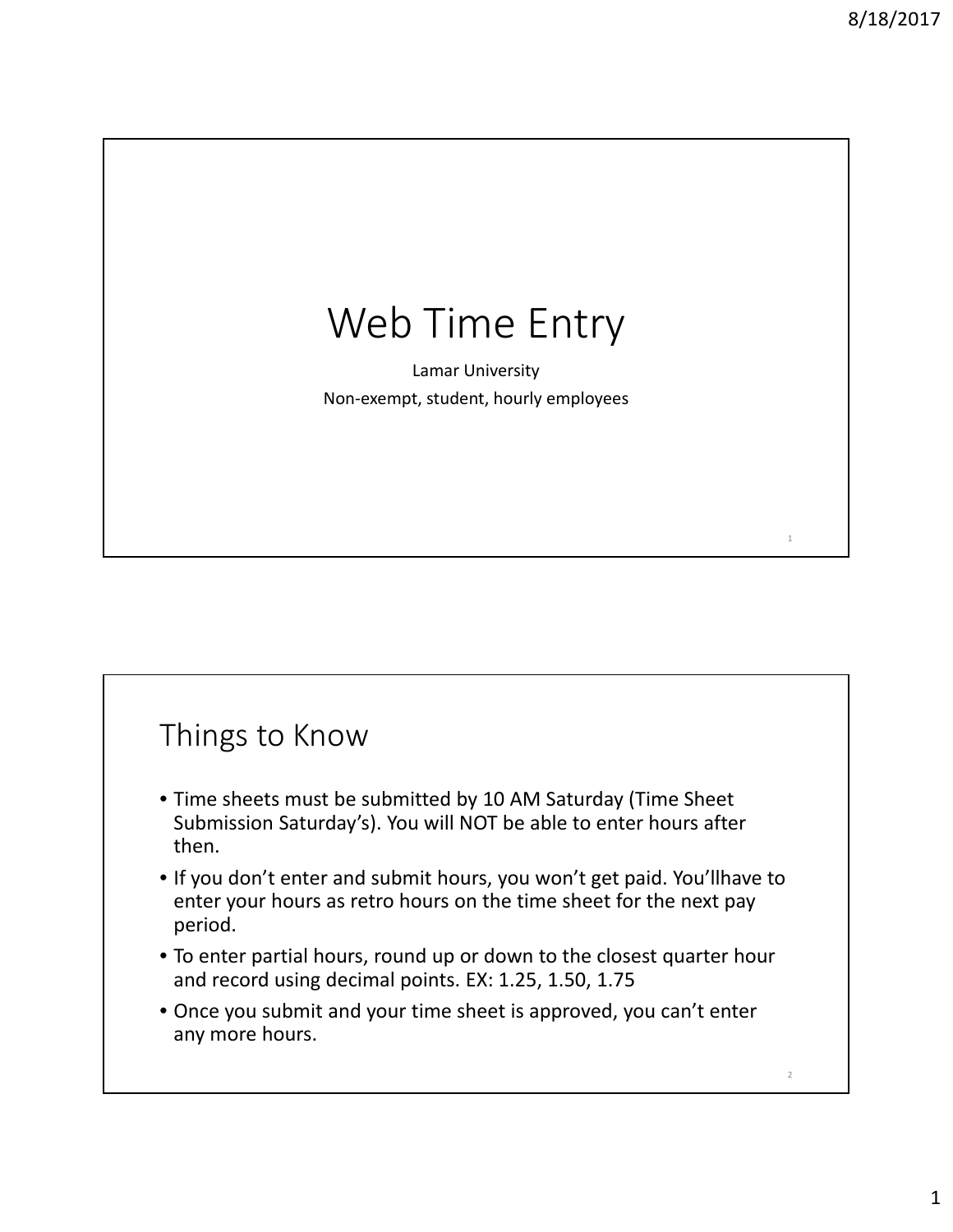# Web Time Entry

Lamar University

Non-exempt, student, hourly employees

## Things to Know

- Time sheets must be submitted by 10 AM Saturday (Time Sheet Submission Saturday's). You will NOT be able to enter hours after then.
- If you don't enter and submit hours, you won't get paid. You'llhave to enter your hours as retro hours on the time sheet for the next pay period.
- To enter partial hours, round up or down to the closest quarter hour and record using decimal points. EX: 1.25, 1.50, 1.75
- Once you submit and your time sheet is approved, you can't enter any more hours.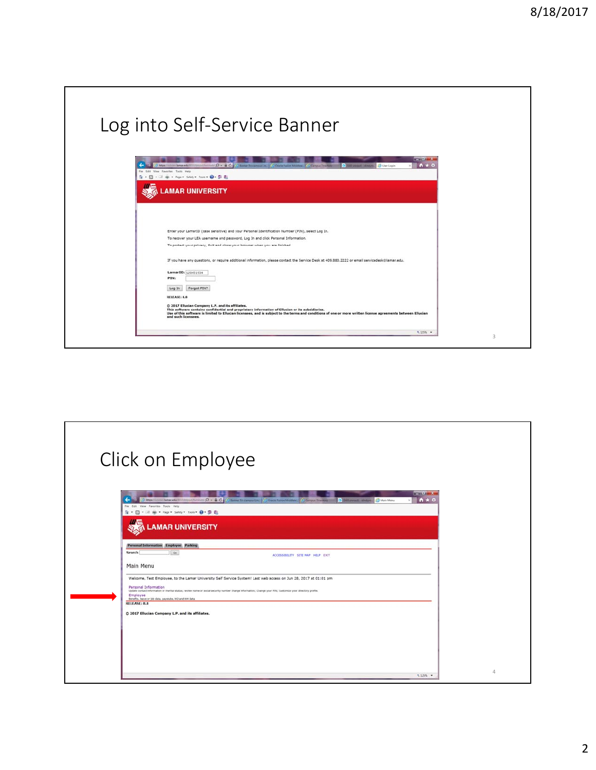# Log into Self-Service Banner

LAMAR UNIVERSITY

Enter your LamarID (case sensitive) and your Personal Identification Number (PIN), select Log In.

To recover your LEA username and password, Log In and click Personal Information.

To protect your privacy, Exit and close your browser when you are finished.

If you have any questions, or require additional information, please contact the Service Desk at 409.880.2222 or email servicedesk@lamar.edu.

LamarID: L20451934

PIN:

Log In | Forgot PIN?

RELEASE: 8.8

© 2017 Ellucian Company L.P. and its affiliates.
This software contains confidential and proprietary information of Ellucian or its subsidiaries.
Use of this software is limited to Ellucian licensees, and is subject to the terms and conditions of one or more written license agreements between Ellucian and such licensees.

# Click on Employee

LAMAR UNIVERSITY

Personal Information | Employee | Parking

Search | Go

ACCESSIBILITY SITE MAP HELP EXIT

Main Menu

Welcome, Test Employee, to the Lamar University Self Service System! Last web access on Jun 28, 2017 at 01:01 pm

Personal Information
Update contact information or marital status; review name or social security number change information; Change your PIN; Customize your directory profile.

Employee
Benefits, leave or job data, paystubs, W2 and W4 data

RELEASE: 8.8

© 2017 Ellucian Company L.P. and its affiliates.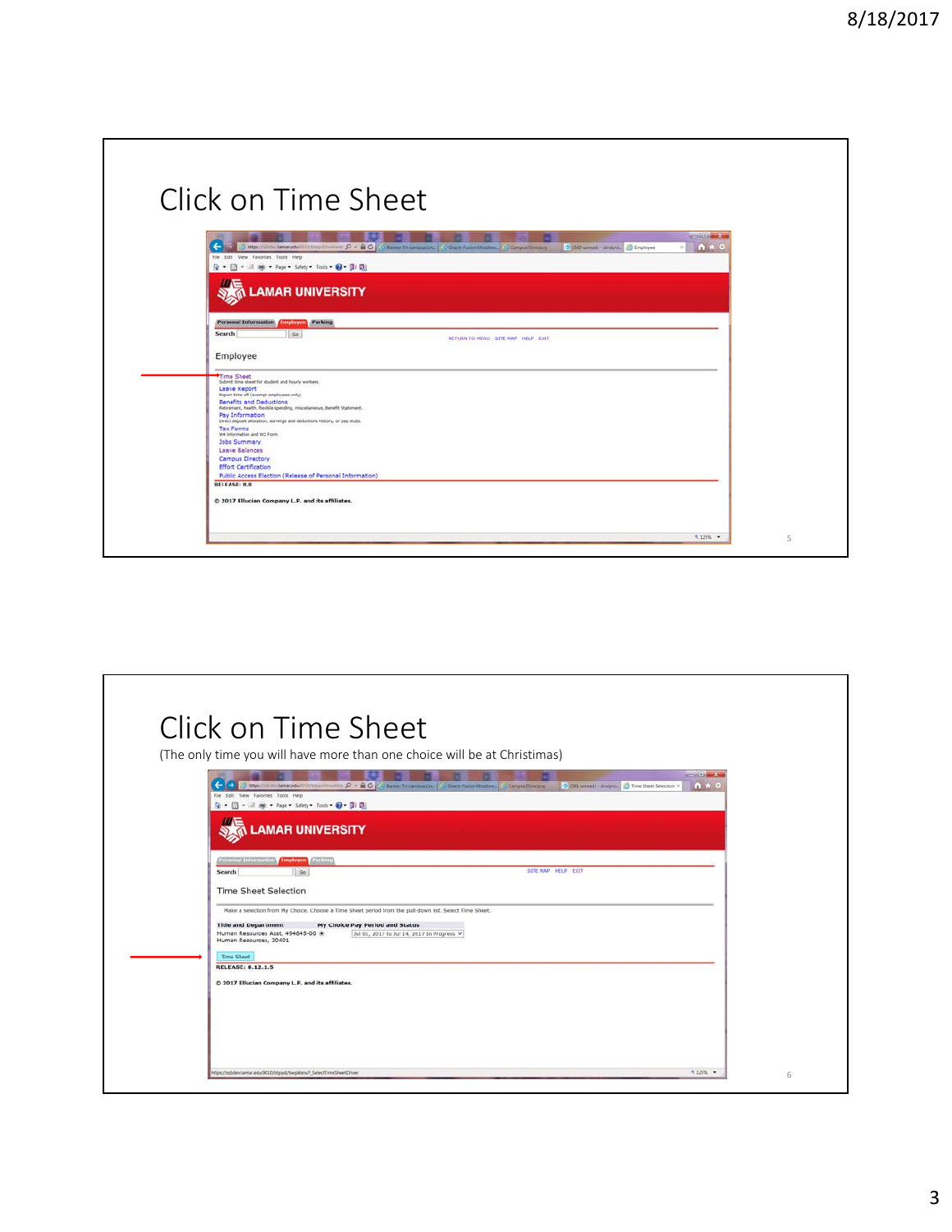# Click on Time Sheet

# Click on Time Sheet

(The only time you will have more than one choice will be at Christmas)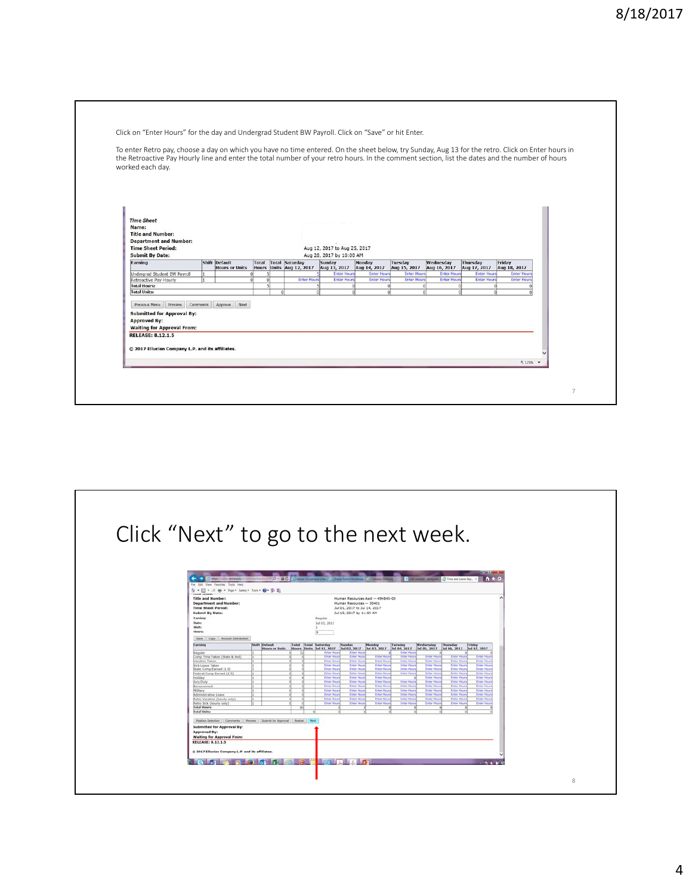Click on "Enter Hours" for the day and Undergrad Student BW Payroll. Click on "Save" or hit Enter.

To enter Retro pay, choose a day on which you have no time entered. On the sheet below, try Sunday, Aug 13 for the retro. Click on Enter hours in the Retroactive Pay Hourly line and enter the total number of your retro hours. In the comment section, list the dates and the number of hours worked each day.

*Time Sheet*

**Name:**

**Title and Number:**

**Department and Number:**

**Time Sheet Period:** Aug 12, 2017 to Aug 25, 2017

**Submit By Date:** Aug 28, 2017 by 10:00 AM

| Earning | Shift | Default Hours or Units | Total Hours | Total Units | Saturday Aug 12, 2017 | Sunday Aug 13, 2017 | Monday Aug 14, 2017 | Tuesday Aug 15, 2017 | Wednesday Aug 16, 2017 | Thursday Aug 17, 2017 | Friday Aug 18, 2017 |
|---|---|---|---|---|---|---|---|---|---|---|---|
| Undergrad Student BW Payroll | 1 | 0 | 5 | | 5 | Enter Hours | Enter Hours | Enter Hours | Enter Hours | Enter Hours | Enter Hours |
| Retroactive Pay-Hourly | 1 | 0 | 0 | | Enter Hours | Enter Hours | Enter Hours | Enter Hours | Enter Hours | Enter Hours | Enter Hours |
| Total Hours: | | | 5 | | 5 | 0 | 0 | 0 | 0 | 0 | 0 |
| Total Units: | | | | 0 | 0 | 0 | 0 | 0 | 0 | 0 | 0 |

Previous Menu | Preview | Comments | Approve | Next

**Submitted for Approval By:**

**Approved By:**

**Waiting for Approval From:**

**RELEASE: 8.12.1.5**

© 2017 Ellucian Company L.P. and its affiliates.

# Click "Next" to go to the next week.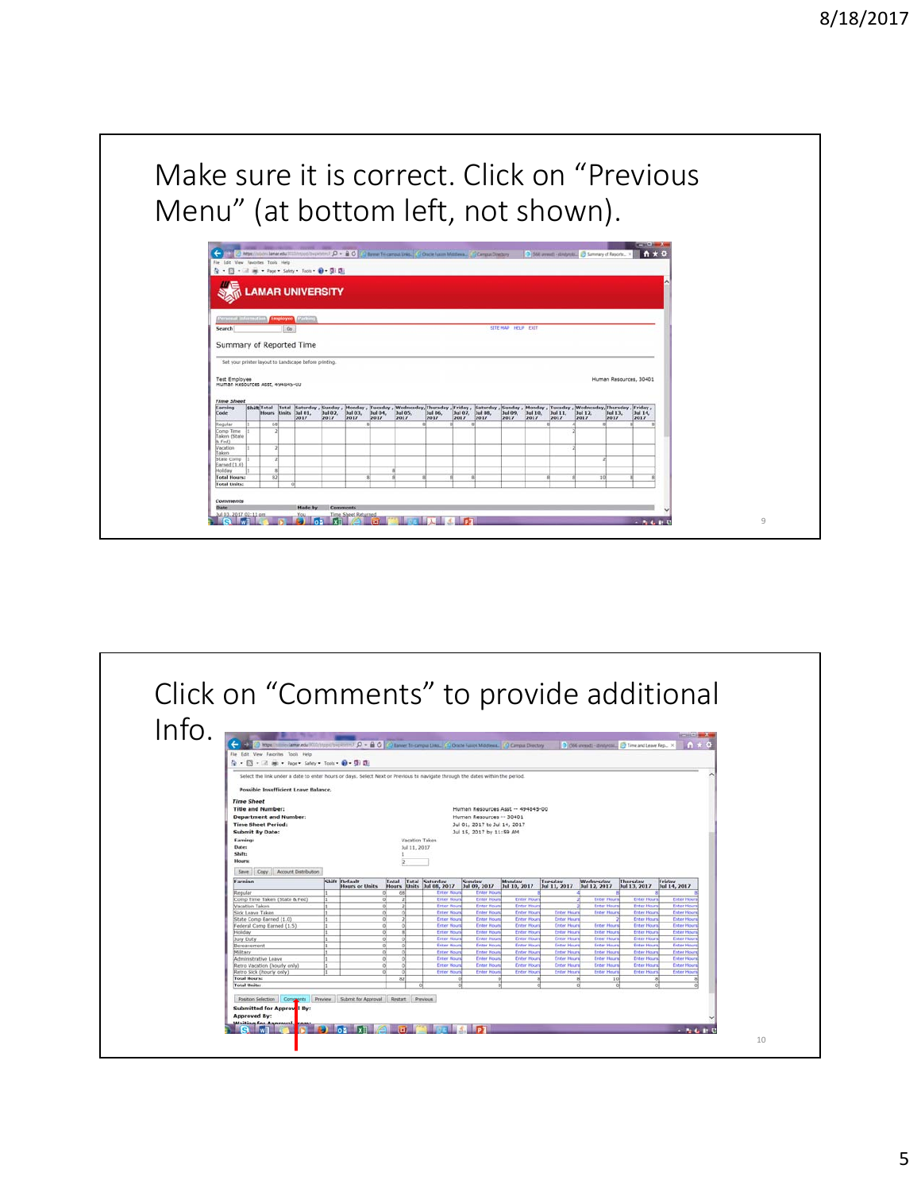Make sure it is correct. Click on "Previous Menu" (at bottom left, not shown).

Click on "Comments" to provide additional Info.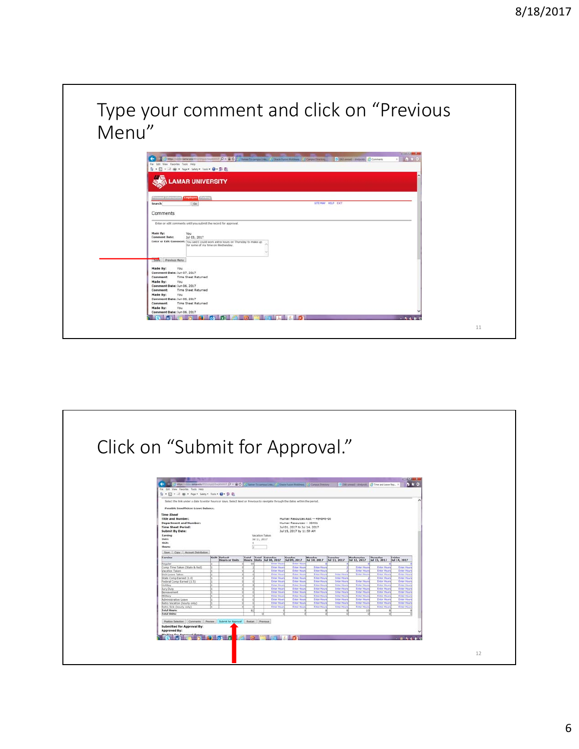# Type your comment and click on "Previous Menu"

# Click on "Submit for Approval."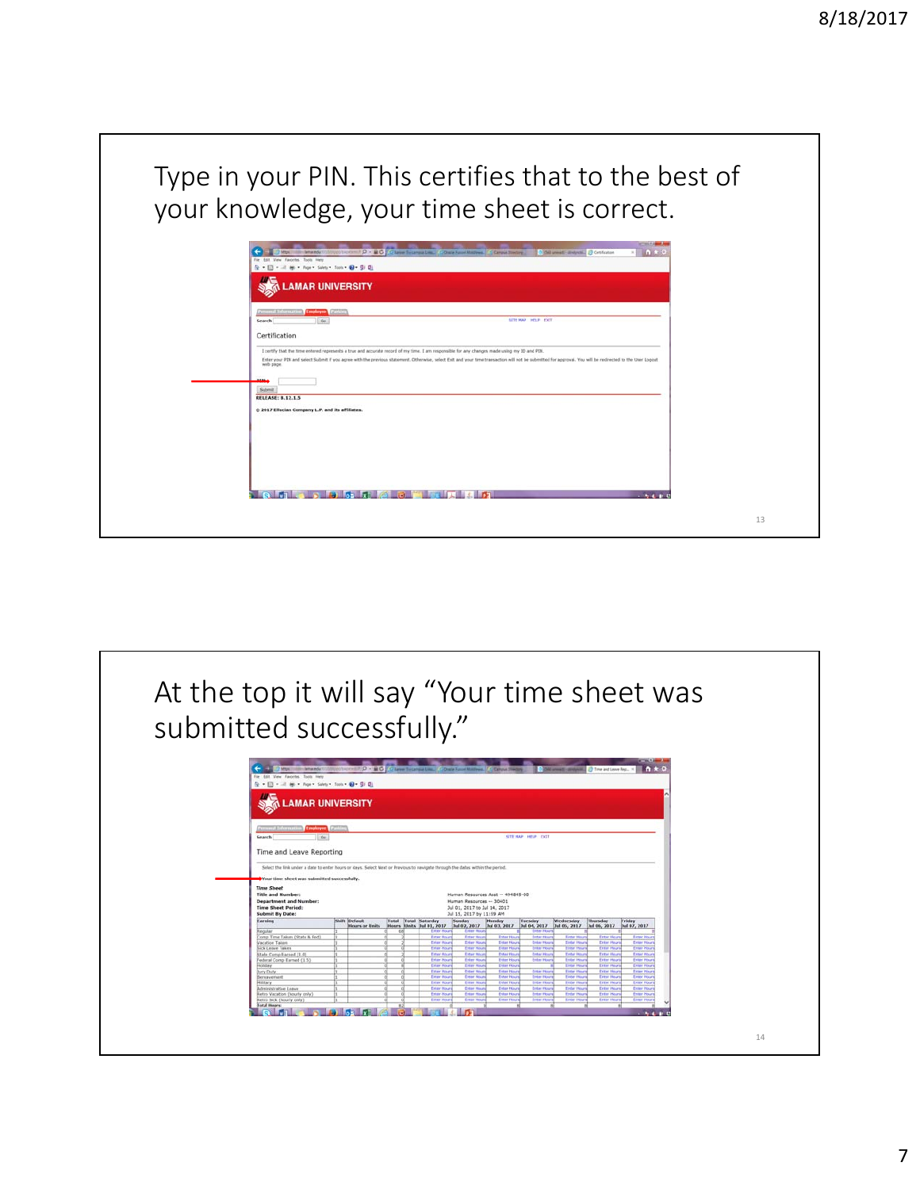Type in your PIN. This certifies that to the best of your knowledge, your time sheet is correct.

At the top it will say "Your time sheet was submitted successfully."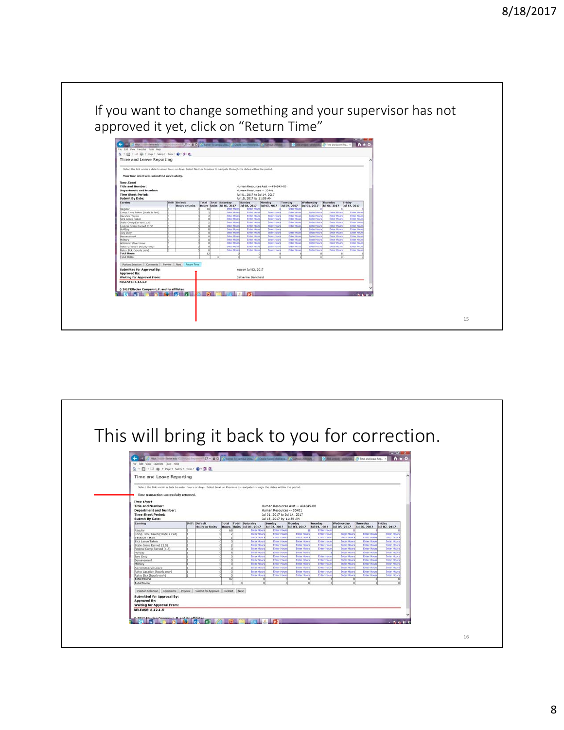If you want to change something and your supervisor has not approved it yet, click on "Return Time"

This will bring it back to you for correction.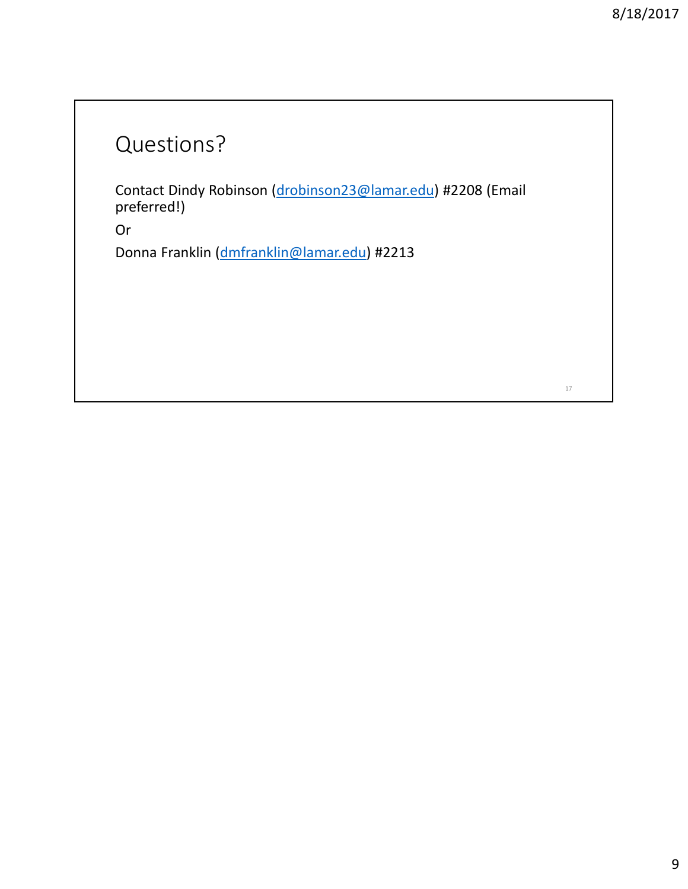# Questions?

Contact Dindy Robinson (drobinson23@lamar.edu) #2208 (Email preferred!)

Or

Donna Franklin (dmfranklin@lamar.edu) #2213